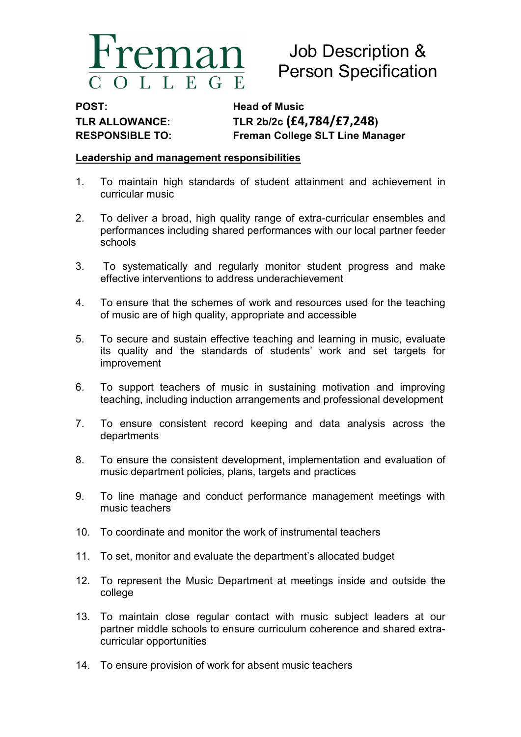Freman
COLLEGE

# Job Description & Person Specification

**POST:** **Head of Music**
**TLR ALLOWANCE:** **TLR 2b/2c (£4,784/£7,248)**
**RESPONSIBLE TO:** **Freman College SLT Line Manager**

## Leadership and management responsibilities

1. To maintain high standards of student attainment and achievement in curricular music
2. To deliver a broad, high quality range of extra-curricular ensembles and performances including shared performances with our local partner feeder schools
3. To systematically and regularly monitor student progress and make effective interventions to address underachievement
4. To ensure that the schemes of work and resources used for the teaching of music are of high quality, appropriate and accessible
5. To secure and sustain effective teaching and learning in music, evaluate its quality and the standards of students' work and set targets for improvement
6. To support teachers of music in sustaining motivation and improving teaching, including induction arrangements and professional development
7. To ensure consistent record keeping and data analysis across the departments
8. To ensure the consistent development, implementation and evaluation of music department policies, plans, targets and practices
9. To line manage and conduct performance management meetings with music teachers
10. To coordinate and monitor the work of instrumental teachers
11. To set, monitor and evaluate the department's allocated budget
12. To represent the Music Department at meetings inside and outside the college
13. To maintain close regular contact with music subject leaders at our partner middle schools to ensure curriculum coherence and shared extra-curricular opportunities
14. To ensure provision of work for absent music teachers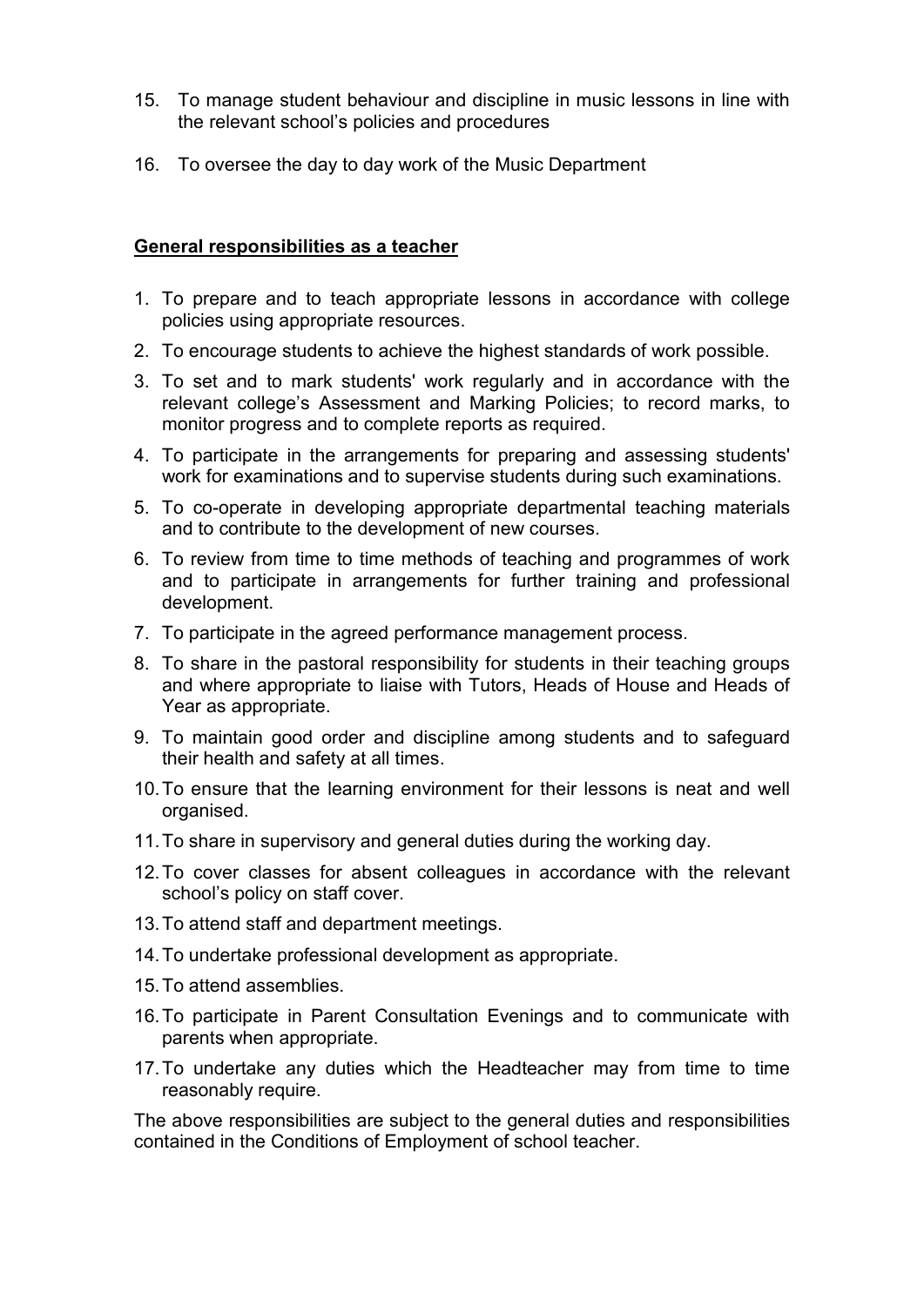15. To manage student behaviour and discipline in music lessons in line with the relevant school's policies and procedures

16. To oversee the day to day work of the Music Department

**General responsibilities as a teacher**

1. To prepare and to teach appropriate lessons in accordance with college policies using appropriate resources.
2. To encourage students to achieve the highest standards of work possible.
3. To set and to mark students' work regularly and in accordance with the relevant college's Assessment and Marking Policies; to record marks, to monitor progress and to complete reports as required.
4. To participate in the arrangements for preparing and assessing students' work for examinations and to supervise students during such examinations.
5. To co-operate in developing appropriate departmental teaching materials and to contribute to the development of new courses.
6. To review from time to time methods of teaching and programmes of work and to participate in arrangements for further training and professional development.
7. To participate in the agreed performance management process.
8. To share in the pastoral responsibility for students in their teaching groups and where appropriate to liaise with Tutors, Heads of House and Heads of Year as appropriate.
9. To maintain good order and discipline among students and to safeguard their health and safety at all times.
10. To ensure that the learning environment for their lessons is neat and well organised.
11. To share in supervisory and general duties during the working day.
12. To cover classes for absent colleagues in accordance with the relevant school's policy on staff cover.
13. To attend staff and department meetings.
14. To undertake professional development as appropriate.
15. To attend assemblies.
16. To participate in Parent Consultation Evenings and to communicate with parents when appropriate.
17. To undertake any duties which the Headteacher may from time to time reasonably require.

The above responsibilities are subject to the general duties and responsibilities contained in the Conditions of Employment of school teacher.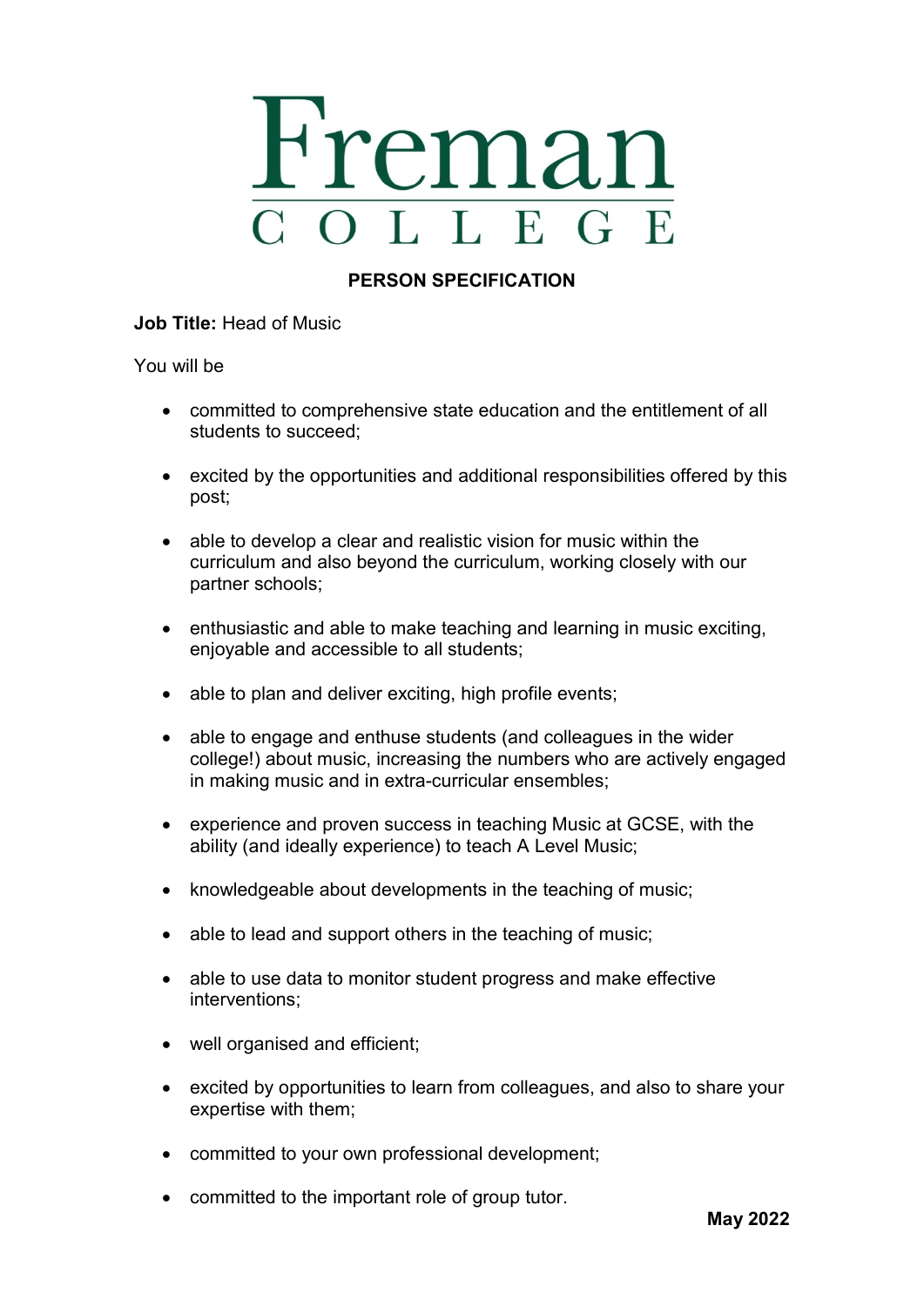# Freman COLLEGE

## PERSON SPECIFICATION

**Job Title:** Head of Music

You will be

- committed to comprehensive state education and the entitlement of all students to succeed;
- excited by the opportunities and additional responsibilities offered by this post;
- able to develop a clear and realistic vision for music within the curriculum and also beyond the curriculum, working closely with our partner schools;
- enthusiastic and able to make teaching and learning in music exciting, enjoyable and accessible to all students;
- able to plan and deliver exciting, high profile events;
- able to engage and enthuse students (and colleagues in the wider college!) about music, increasing the numbers who are actively engaged in making music and in extra-curricular ensembles;
- experience and proven success in teaching Music at GCSE, with the ability (and ideally experience) to teach A Level Music;
- knowledgeable about developments in the teaching of music;
- able to lead and support others in the teaching of music;
- able to use data to monitor student progress and make effective interventions;
- well organised and efficient;
- excited by opportunities to learn from colleagues, and also to share your expertise with them;
- committed to your own professional development;
- committed to the important role of group tutor.

**May 2022**